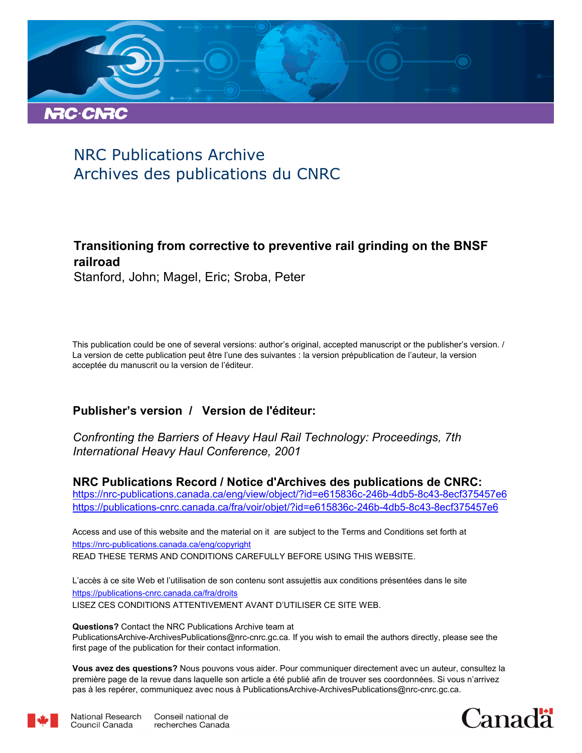NRC Publications Archive
Archives des publications du CNRC

**Transitioning from corrective to preventive rail grinding on the BNSF railroad**
Stanford, John; Magel, Eric; Sroba, Peter

This publication could be one of several versions: author's original, accepted manuscript or the publisher's version. / La version de cette publication peut être l'une des suivantes : la version prépublication de l'auteur, la version acceptée du manuscrit ou la version de l'éditeur.

**Publisher's version / Version de l'éditeur:**

*Confronting the Barriers of Heavy Haul Rail Technology: Proceedings, 7th International Heavy Haul Conference, 2001*

**NRC Publications Record / Notice d'Archives des publications de CNRC:**
https://nrc-publications.canada.ca/eng/view/object/?id=e615836c-246b-4db5-8c43-8ecf375457e6
https://publications-cnrc.canada.ca/fra/voir/objet/?id=e615836c-246b-4db5-8c43-8ecf375457e6

Access and use of this website and the material on it are subject to the Terms and Conditions set forth at
https://nrc-publications.canada.ca/eng/copyright
READ THESE TERMS AND CONDITIONS CAREFULLY BEFORE USING THIS WEBSITE.

L'accès à ce site Web et l'utilisation de son contenu sont assujettis aux conditions présentées dans le site
https://publications-cnrc.canada.ca/fra/droits
LISEZ CES CONDITIONS ATTENTIVEMENT AVANT D'UTILISER CE SITE WEB.

**Questions?** Contact the NRC Publications Archive team at
PublicationsArchive-ArchivesPublications@nrc-cnrc.gc.ca. If you wish to email the authors directly, please see the first page of the publication for their contact information.

**Vous avez des questions?** Nous pouvons vous aider. Pour communiquer directement avec un auteur, consultez la première page de la revue dans laquelle son article a été publié afin de trouver ses coordonnées. Si vous n'arrivez pas à les repérer, communiquez avec nous à PublicationsArchive-ArchivesPublications@nrc-cnrc.gc.ca.

National Research Council Canada | Conseil national de recherches Canada

Canada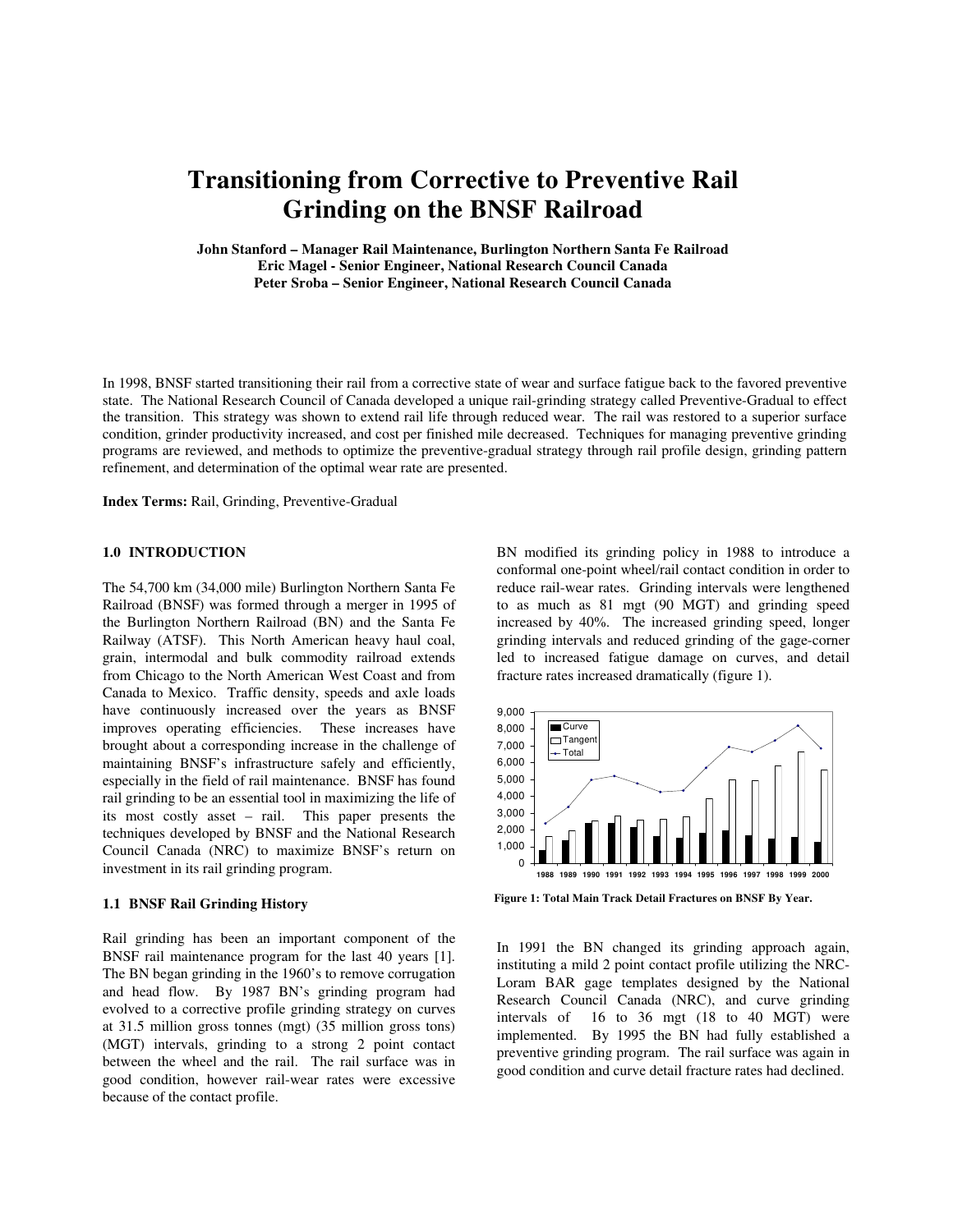// Transcription of page 2 of 11

# Transitioning from Corrective to Preventive Rail Grinding on the BNSF Railroad

**John Stanford – Manager Rail Maintenance, Burlington Northern Santa Fe Railroad**
**Eric Magel - Senior Engineer, National Research Council Canada**
**Peter Sroba – Senior Engineer, National Research Council Canada**

In 1998, BNSF started transitioning their rail from a corrective state of wear and surface fatigue back to the favored preventive state. The National Research Council of Canada developed a unique rail-grinding strategy called Preventive-Gradual to effect the transition. This strategy was shown to extend rail life through reduced wear. The rail was restored to a superior surface condition, grinder productivity increased, and cost per finished mile decreased. Techniques for managing preventive grinding programs are reviewed, and methods to optimize the preventive-gradual strategy through rail profile design, grinding pattern refinement, and determination of the optimal wear rate are presented.

**Index Terms:** Rail, Grinding, Preventive-Gradual

## 1.0 INTRODUCTION

The 54,700 km (34,000 mile) Burlington Northern Santa Fe Railroad (BNSF) was formed through a merger in 1995 of the Burlington Northern Railroad (BN) and the Santa Fe Railway (ATSF). This North American heavy haul coal, grain, intermodal and bulk commodity railroad extends from Chicago to the North American West Coast and from Canada to Mexico. Traffic density, speeds and axle loads have continuously increased over the years as BNSF improves operating efficiencies. These increases have brought about a corresponding increase in the challenge of maintaining BNSF's infrastructure safely and efficiently, especially in the field of rail maintenance. BNSF has found rail grinding to be an essential tool in maximizing the life of its most costly asset – rail. This paper presents the techniques developed by BNSF and the National Research Council Canada (NRC) to maximize BNSF's return on investment in its rail grinding program.

### 1.1 BNSF Rail Grinding History

Rail grinding has been an important component of the BNSF rail maintenance program for the last 40 years [1]. The BN began grinding in the 1960's to remove corrugation and head flow. By 1987 BN's grinding program had evolved to a corrective profile grinding strategy on curves at 31.5 million gross tonnes (mgt) (35 million gross tons) (MGT) intervals, grinding to a strong 2 point contact between the wheel and the rail. The rail surface was in good condition, however rail-wear rates were excessive because of the contact profile.

BN modified its grinding policy in 1988 to introduce a conformal one-point wheel/rail contact condition in order to reduce rail-wear rates. Grinding intervals were lengthened to as much as 81 mgt (90 MGT) and grinding speed increased by 40%. The increased grinding speed, longer grinding intervals and reduced grinding of the gage-corner led to increased fatigue damage on curves, and detail fracture rates increased dramatically (figure 1).

Figure 1: Total Main Track Detail Fractures on BNSF By Year.

In 1991 the BN changed its grinding approach again, instituting a mild 2 point contact profile utilizing the NRC-Loram BAR gage templates designed by the National Research Council Canada (NRC), and curve grinding intervals of 16 to 36 mgt (18 to 40 MGT) were implemented. By 1995 the BN had fully established a preventive grinding program. The rail surface was again in good condition and curve detail fracture rates had declined.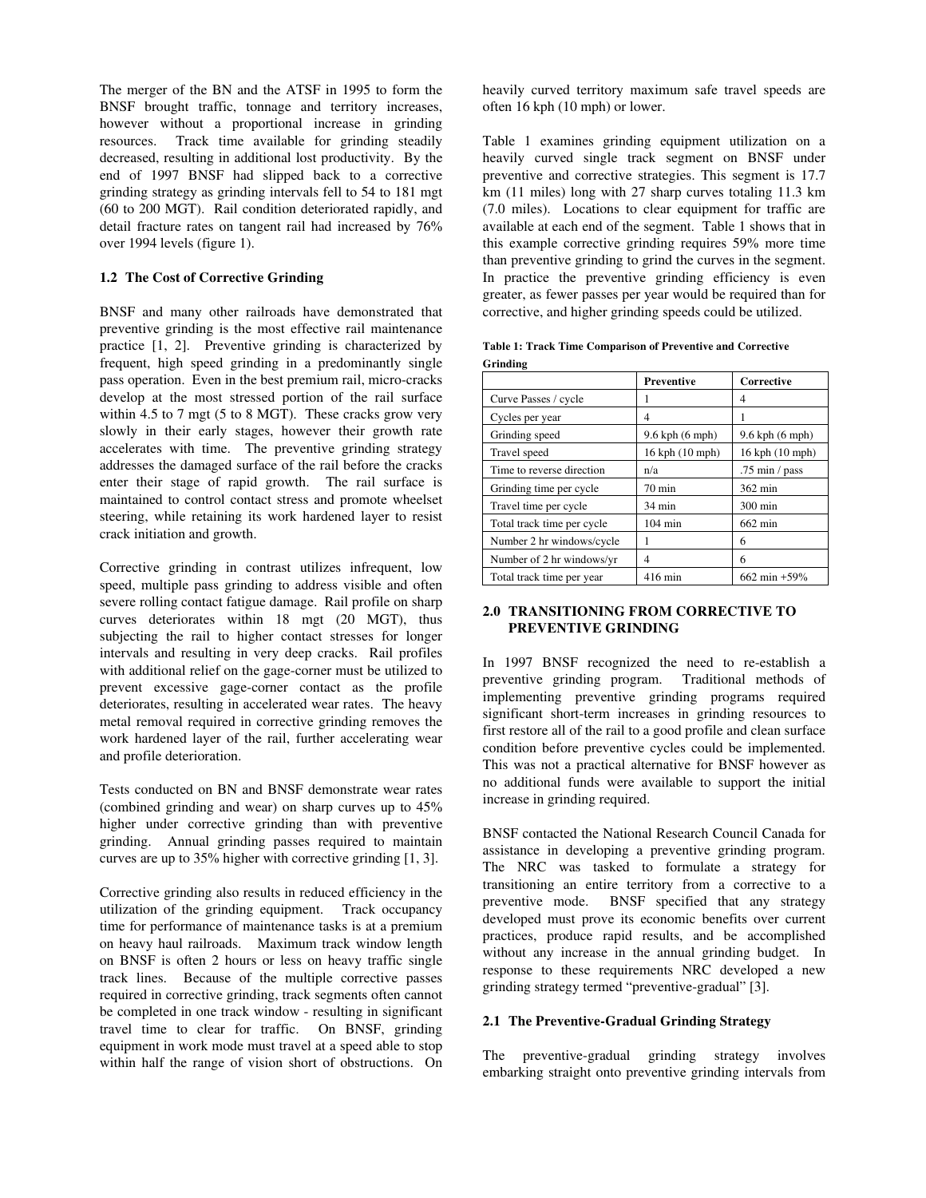The merger of the BN and the ATSF in 1995 to form the BNSF brought traffic, tonnage and territory increases, however without a proportional increase in grinding resources. Track time available for grinding steadily decreased, resulting in additional lost productivity. By the end of 1997 BNSF had slipped back to a corrective grinding strategy as grinding intervals fell to 54 to 181 mgt (60 to 200 MGT). Rail condition deteriorated rapidly, and detail fracture rates on tangent rail had increased by 76% over 1994 levels (figure 1).

### 1.2 The Cost of Corrective Grinding

BNSF and many other railroads have demonstrated that preventive grinding is the most effective rail maintenance practice [1, 2]. Preventive grinding is characterized by frequent, high speed grinding in a predominantly single pass operation. Even in the best premium rail, micro-cracks develop at the most stressed portion of the rail surface within 4.5 to 7 mgt (5 to 8 MGT). These cracks grow very slowly in their early stages, however their growth rate accelerates with time. The preventive grinding strategy addresses the damaged surface of the rail before the cracks enter their stage of rapid growth. The rail surface is maintained to control contact stress and promote wheelset steering, while retaining its work hardened layer to resist crack initiation and growth.

Corrective grinding in contrast utilizes infrequent, low speed, multiple pass grinding to address visible and often severe rolling contact fatigue damage. Rail profile on sharp curves deteriorates within 18 mgt (20 MGT), thus subjecting the rail to higher contact stresses for longer intervals and resulting in very deep cracks. Rail profiles with additional relief on the gage-corner must be utilized to prevent excessive gage-corner contact as the profile deteriorates, resulting in accelerated wear rates. The heavy metal removal required in corrective grinding removes the work hardened layer of the rail, further accelerating wear and profile deterioration.

Tests conducted on BN and BNSF demonstrate wear rates (combined grinding and wear) on sharp curves up to 45% higher under corrective grinding than with preventive grinding. Annual grinding passes required to maintain curves are up to 35% higher with corrective grinding [1, 3].

Corrective grinding also results in reduced efficiency in the utilization of the grinding equipment. Track occupancy time for performance of maintenance tasks is at a premium on heavy haul railroads. Maximum track window length on BNSF is often 2 hours or less on heavy traffic single track lines. Because of the multiple corrective passes required in corrective grinding, track segments often cannot be completed in one track window - resulting in significant travel time to clear for traffic. On BNSF, grinding equipment in work mode must travel at a speed able to stop within half the range of vision short of obstructions. On heavily curved territory maximum safe travel speeds are often 16 kph (10 mph) or lower.

Table 1 examines grinding equipment utilization on a heavily curved single track segment on BNSF under preventive and corrective strategies. This segment is 17.7 km (11 miles) long with 27 sharp curves totaling 11.3 km (7.0 miles). Locations to clear equipment for traffic are available at each end of the segment. Table 1 shows that in this example corrective grinding requires 59% more time than preventive grinding to grind the curves in the segment. In practice the preventive grinding efficiency is even greater, as fewer passes per year would be required than for corrective, and higher grinding speeds could be utilized.

**Table 1: Track Time Comparison of Preventive and Corrective Grinding**

| | Preventive | Corrective |
|---|---|---|
| Curve Passes / cycle | 1 | 4 |
| Cycles per year | 4 | 1 |
| Grinding speed | 9.6 kph (6 mph) | 9.6 kph (6 mph) |
| Travel speed | 16 kph (10 mph) | 16 kph (10 mph) |
| Time to reverse direction | n/a | .75 min / pass |
| Grinding time per cycle | 70 min | 362 min |
| Travel time per cycle | 34 min | 300 min |
| Total track time per cycle | 104 min | 662 min |
| Number 2 hr windows/cycle | 1 | 6 |
| Number of 2 hr windows/yr | 4 | 6 |
| Total track time per year | 416 min | 662 min +59% |

## 2.0 TRANSITIONING FROM CORRECTIVE TO PREVENTIVE GRINDING

In 1997 BNSF recognized the need to re-establish a preventive grinding program. Traditional methods of implementing preventive grinding programs required significant short-term increases in grinding resources to first restore all of the rail to a good profile and clean surface condition before preventive cycles could be implemented. This was not a practical alternative for BNSF however as no additional funds were available to support the initial increase in grinding required.

BNSF contacted the National Research Council Canada for assistance in developing a preventive grinding program. The NRC was tasked to formulate a strategy for transitioning an entire territory from a corrective to a preventive mode. BNSF specified that any strategy developed must prove its economic benefits over current practices, produce rapid results, and be accomplished without any increase in the annual grinding budget. In response to these requirements NRC developed a new grinding strategy termed "preventive-gradual" [3].

### 2.1 The Preventive-Gradual Grinding Strategy

The preventive-gradual grinding strategy involves embarking straight onto preventive grinding intervals from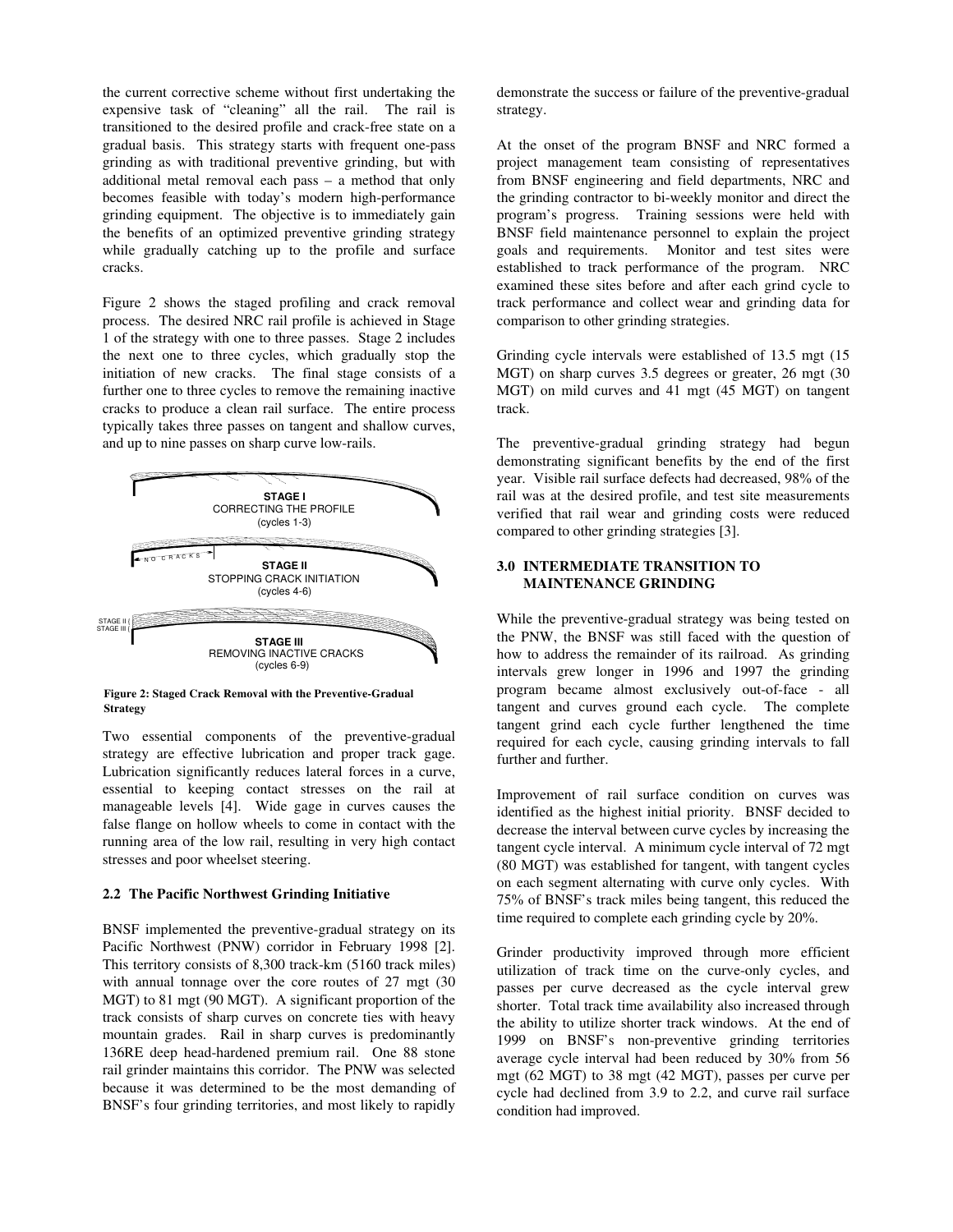the current corrective scheme without first undertaking the expensive task of "cleaning" all the rail. The rail is transitioned to the desired profile and crack-free state on a gradual basis. This strategy starts with frequent one-pass grinding as with traditional preventive grinding, but with additional metal removal each pass – a method that only becomes feasible with today's modern high-performance grinding equipment. The objective is to immediately gain the benefits of an optimized preventive grinding strategy while gradually catching up to the profile and surface cracks.

Figure 2 shows the staged profiling and crack removal process. The desired NRC rail profile is achieved in Stage 1 of the strategy with one to three passes. Stage 2 includes the next one to three cycles, which gradually stop the initiation of new cracks. The final stage consists of a further one to three cycles to remove the remaining inactive cracks to produce a clean rail surface. The entire process typically takes three passes on tangent and shallow curves, and up to nine passes on sharp curve low-rails.

STAGE I
CORRECTING THE PROFILE
(cycles 1-3)

NO CRACKS

STAGE II
STOPPING CRACK INITIATION
(cycles 4-6)

STAGE II
STAGE III

STAGE III
REMOVING INACTIVE CRACKS
(cycles 6-9)

**Figure 2: Staged Crack Removal with the Preventive-Gradual Strategy**

Two essential components of the preventive-gradual strategy are effective lubrication and proper track gage. Lubrication significantly reduces lateral forces in a curve, essential to keeping contact stresses on the rail at manageable levels [4]. Wide gage in curves causes the false flange on hollow wheels to come in contact with the running area of the low rail, resulting in very high contact stresses and poor wheelset steering.

### 2.2 The Pacific Northwest Grinding Initiative

BNSF implemented the preventive-gradual strategy on its Pacific Northwest (PNW) corridor in February 1998 [2]. This territory consists of 8,300 track-km (5160 track miles) with annual tonnage over the core routes of 27 mgt (30 MGT) to 81 mgt (90 MGT). A significant proportion of the track consists of sharp curves on concrete ties with heavy mountain grades. Rail in sharp curves is predominantly 136RE deep head-hardened premium rail. One 88 stone rail grinder maintains this corridor. The PNW was selected because it was determined to be the most demanding of BNSF's four grinding territories, and most likely to rapidly demonstrate the success or failure of the preventive-gradual strategy.

At the onset of the program BNSF and NRC formed a project management team consisting of representatives from BNSF engineering and field departments, NRC and the grinding contractor to bi-weekly monitor and direct the program's progress. Training sessions were held with BNSF field maintenance personnel to explain the project goals and requirements. Monitor and test sites were established to track performance of the program. NRC examined these sites before and after each grind cycle to track performance and collect wear and grinding data for comparison to other grinding strategies.

Grinding cycle intervals were established of 13.5 mgt (15 MGT) on sharp curves 3.5 degrees or greater, 26 mgt (30 MGT) on mild curves and 41 mgt (45 MGT) on tangent track.

The preventive-gradual grinding strategy had begun demonstrating significant benefits by the end of the first year. Visible rail surface defects had decreased, 98% of the rail was at the desired profile, and test site measurements verified that rail wear and grinding costs were reduced compared to other grinding strategies [3].

## 3.0 INTERMEDIATE TRANSITION TO MAINTENANCE GRINDING

While the preventive-gradual strategy was being tested on the PNW, the BNSF was still faced with the question of how to address the remainder of its railroad. As grinding intervals grew longer in 1996 and 1997 the grinding program became almost exclusively out-of-face - all tangent and curves ground each cycle. The complete tangent grind each cycle further lengthened the time required for each cycle, causing grinding intervals to fall further and further.

Improvement of rail surface condition on curves was identified as the highest initial priority. BNSF decided to decrease the interval between curve cycles by increasing the tangent cycle interval. A minimum cycle interval of 72 mgt (80 MGT) was established for tangent, with tangent cycles on each segment alternating with curve only cycles. With 75% of BNSF's track miles being tangent, this reduced the time required to complete each grinding cycle by 20%.

Grinder productivity improved through more efficient utilization of track time on the curve-only cycles, and passes per curve decreased as the cycle interval grew shorter. Total track time availability also increased through the ability to utilize shorter track windows. At the end of 1999 on BNSF's non-preventive grinding territories average cycle interval had been reduced by 30% from 56 mgt (62 MGT) to 38 mgt (42 MGT), passes per curve per cycle had declined from 3.9 to 2.2, and curve rail surface condition had improved.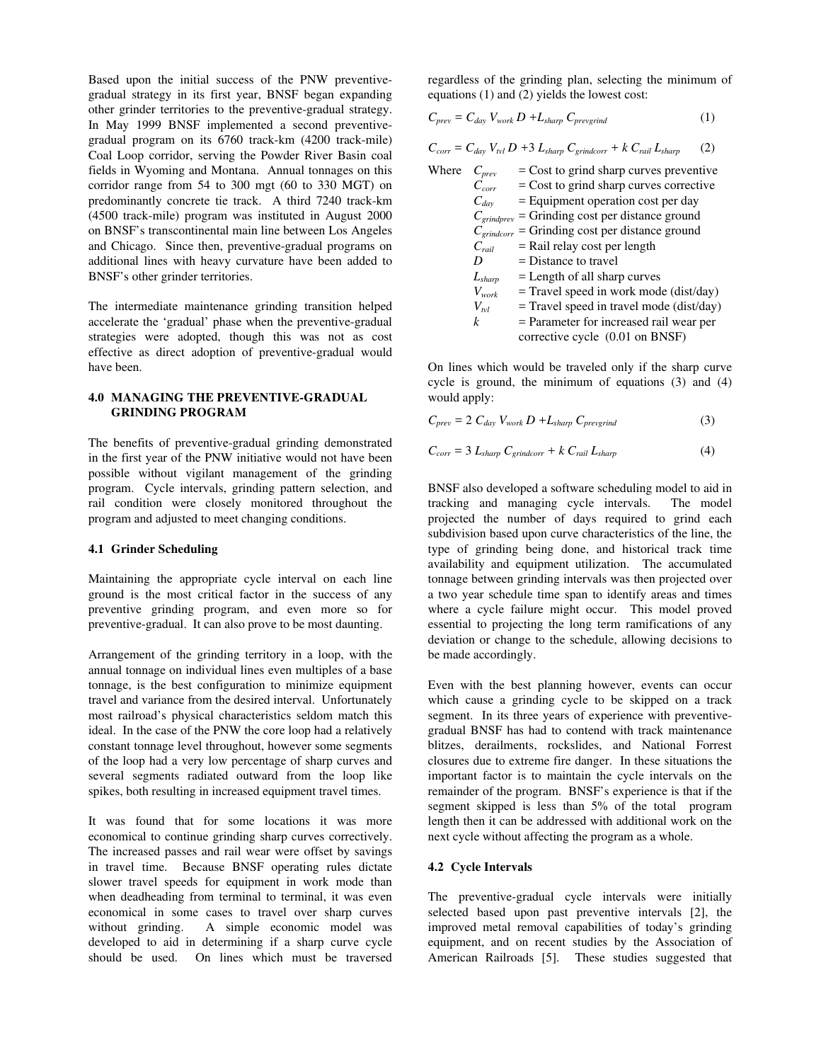Based upon the initial success of the PNW preventive-gradual strategy in its first year, BNSF began expanding other grinder territories to the preventive-gradual strategy. In May 1999 BNSF implemented a second preventive-gradual program on its 6760 track-km (4200 track-mile) Coal Loop corridor, serving the Powder River Basin coal fields in Wyoming and Montana. Annual tonnages on this corridor range from 54 to 300 mgt (60 to 330 MGT) on predominantly concrete tie track. A third 7240 track-km (4500 track-mile) program was instituted in August 2000 on BNSF's transcontinental main line between Los Angeles and Chicago. Since then, preventive-gradual programs on additional lines with heavy curvature have been added to BNSF's other grinder territories.

The intermediate maintenance grinding transition helped accelerate the 'gradual' phase when the preventive-gradual strategies were adopted, though this was not as cost effective as direct adoption of preventive-gradual would have been.

## 4.0 MANAGING THE PREVENTIVE-GRADUAL GRINDING PROGRAM

The benefits of preventive-gradual grinding demonstrated in the first year of the PNW initiative would not have been possible without vigilant management of the grinding program. Cycle intervals, grinding pattern selection, and rail condition were closely monitored throughout the program and adjusted to meet changing conditions.

### 4.1 Grinder Scheduling

Maintaining the appropriate cycle interval on each line ground is the most critical factor in the success of any preventive grinding program, and even more so for preventive-gradual. It can also prove to be most daunting.

Arrangement of the grinding territory in a loop, with the annual tonnage on individual lines even multiples of a base tonnage, is the best configuration to minimize equipment travel and variance from the desired interval. Unfortunately most railroad's physical characteristics seldom match this ideal. In the case of the PNW the core loop had a relatively constant tonnage level throughout, however some segments of the loop had a very low percentage of sharp curves and several segments radiated outward from the loop like spikes, both resulting in increased equipment travel times.

It was found that for some locations it was more economical to continue grinding sharp curves correctively. The increased passes and rail wear were offset by savings in travel time. Because BNSF operating rules dictate slower travel speeds for equipment in work mode than when deadheading from terminal to terminal, it was even economical in some cases to travel over sharp curves without grinding. A simple economic model was developed to aid in determining if a sharp curve cycle should be used. On lines which must be traversed regardless of the grinding plan, selecting the minimum of equations (1) and (2) yields the lowest cost:

$$C_{prev} = C_{day}\, V_{work}\, D + L_{sharp}\, C_{prevgrind} \tag{1}$$

$$C_{corr} = C_{day}\, V_{tvl}\, D + 3\, L_{sharp}\, C_{grindcorr} + k\, C_{rail}\, L_{sharp} \tag{2}$$

Where
- $C_{prev}$ = Cost to grind sharp curves preventive
- $C_{corr}$ = Cost to grind sharp curves corrective
- $C_{day}$ = Equipment operation cost per day
- $C_{grindprev}$ = Grinding cost per distance ground
- $C_{grindcorr}$ = Grinding cost per distance ground
- $C_{rail}$ = Rail relay cost per length
- $D$ = Distance to travel
- $L_{sharp}$ = Length of all sharp curves
- $V_{work}$ = Travel speed in work mode (dist/day)
- $V_{tvl}$ = Travel speed in travel mode (dist/day)
- $k$ = Parameter for increased rail wear per corrective cycle (0.01 on BNSF)

On lines which would be traveled only if the sharp curve cycle is ground, the minimum of equations (3) and (4) would apply:

$$C_{prev} = 2\, C_{day}\, V_{work}\, D + L_{sharp}\, C_{prevgrind} \tag{3}$$

$$C_{corr} = 3\, L_{sharp}\, C_{grindcorr} + k\, C_{rail}\, L_{sharp} \tag{4}$$

BNSF also developed a software scheduling model to aid in tracking and managing cycle intervals. The model projected the number of days required to grind each subdivision based upon curve characteristics of the line, the type of grinding being done, and historical track time availability and equipment utilization. The accumulated tonnage between grinding intervals was then projected over a two year schedule time span to identify areas and times where a cycle failure might occur. This model proved essential to projecting the long term ramifications of any deviation or change to the schedule, allowing decisions to be made accordingly.

Even with the best planning however, events can occur which cause a grinding cycle to be skipped on a track segment. In its three years of experience with preventive-gradual BNSF has had to contend with track maintenance blitzes, derailments, rockslides, and National Forrest closures due to extreme fire danger. In these situations the important factor is to maintain the cycle intervals on the remainder of the program. BNSF's experience is that if the segment skipped is less than 5% of the total program length then it can be addressed with additional work on the next cycle without affecting the program as a whole.

### 4.2 Cycle Intervals

The preventive-gradual cycle intervals were initially selected based upon past preventive intervals [2], the improved metal removal capabilities of today's grinding equipment, and on recent studies by the Association of American Railroads [5]. These studies suggested that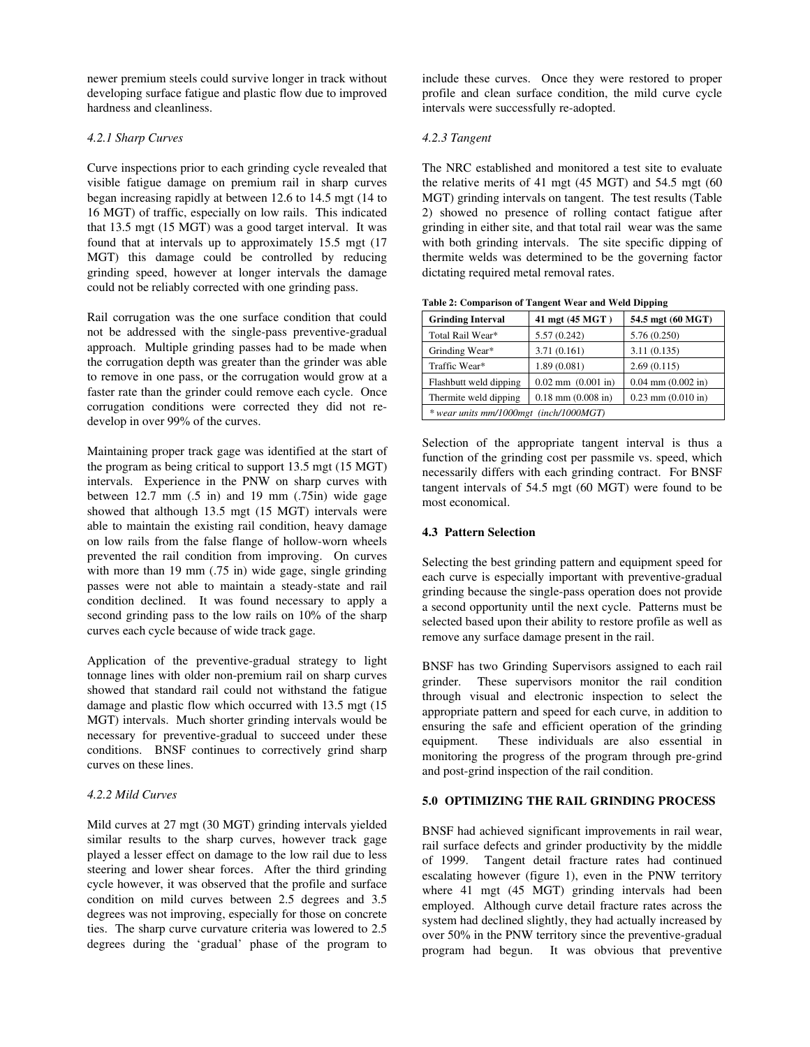newer premium steels could survive longer in track without developing surface fatigue and plastic flow due to improved hardness and cleanliness.

#### *4.2.1 Sharp Curves*

Curve inspections prior to each grinding cycle revealed that visible fatigue damage on premium rail in sharp curves began increasing rapidly at between 12.6 to 14.5 mgt (14 to 16 MGT) of traffic, especially on low rails. This indicated that 13.5 mgt (15 MGT) was a good target interval. It was found that at intervals up to approximately 15.5 mgt (17 MGT) this damage could be controlled by reducing grinding speed, however at longer intervals the damage could not be reliably corrected with one grinding pass.

Rail corrugation was the one surface condition that could not be addressed with the single-pass preventive-gradual approach. Multiple grinding passes had to be made when the corrugation depth was greater than the grinder was able to remove in one pass, or the corrugation would grow at a faster rate than the grinder could remove each cycle. Once corrugation conditions were corrected they did not re-develop in over 99% of the curves.

Maintaining proper track gage was identified at the start of the program as being critical to support 13.5 mgt (15 MGT) intervals. Experience in the PNW on sharp curves with between 12.7 mm (.5 in) and 19 mm (.75in) wide gage showed that although 13.5 mgt (15 MGT) intervals were able to maintain the existing rail condition, heavy damage on low rails from the false flange of hollow-worn wheels prevented the rail condition from improving. On curves with more than 19 mm (.75 in) wide gage, single grinding passes were not able to maintain a steady-state and rail condition declined. It was found necessary to apply a second grinding pass to the low rails on 10% of the sharp curves each cycle because of wide track gage.

Application of the preventive-gradual strategy to light tonnage lines with older non-premium rail on sharp curves showed that standard rail could not withstand the fatigue damage and plastic flow which occurred with 13.5 mgt (15 MGT) intervals. Much shorter grinding intervals would be necessary for preventive-gradual to succeed under these conditions. BNSF continues to correctively grind sharp curves on these lines.

#### *4.2.2 Mild Curves*

Mild curves at 27 mgt (30 MGT) grinding intervals yielded similar results to the sharp curves, however track gage played a lesser effect on damage to the low rail due to less steering and lower shear forces. After the third grinding cycle however, it was observed that the profile and surface condition on mild curves between 2.5 degrees and 3.5 degrees was not improving, especially for those on concrete ties. The sharp curve curvature criteria was lowered to 2.5 degrees during the 'gradual' phase of the program to include these curves. Once they were restored to proper profile and clean surface condition, the mild curve cycle intervals were successfully re-adopted.

#### *4.2.3 Tangent*

The NRC established and monitored a test site to evaluate the relative merits of 41 mgt (45 MGT) and 54.5 mgt (60 MGT) grinding intervals on tangent. The test results (Table 2) showed no presence of rolling contact fatigue after grinding in either site, and that total rail wear was the same with both grinding intervals. The site specific dipping of thermite welds was determined to be the governing factor dictating required metal removal rates.

**Table 2: Comparison of Tangent Wear and Weld Dipping**

| Grinding Interval | 41 mgt (45 MGT ) | 54.5 mgt (60 MGT) |
|---|---|---|
| Total Rail Wear* | 5.57 (0.242) | 5.76 (0.250) |
| Grinding Wear* | 3.71 (0.161) | 3.11 (0.135) |
| Traffic Wear* | 1.89 (0.081) | 2.69 (0.115) |
| Flashbutt weld dipping | 0.02 mm (0.001 in) | 0.04 mm (0.002 in) |
| Thermite weld dipping | 0.18 mm (0.008 in) | 0.23 mm (0.010 in) |
| *\* wear units mm/1000mgt (inch/1000MGT)* | | |

Selection of the appropriate tangent interval is thus a function of the grinding cost per passmile vs. speed, which necessarily differs with each grinding contract. For BNSF tangent intervals of 54.5 mgt (60 MGT) were found to be most economical.

### 4.3 Pattern Selection

Selecting the best grinding pattern and equipment speed for each curve is especially important with preventive-gradual grinding because the single-pass operation does not provide a second opportunity until the next cycle. Patterns must be selected based upon their ability to restore profile as well as remove any surface damage present in the rail.

BNSF has two Grinding Supervisors assigned to each rail grinder. These supervisors monitor the rail condition through visual and electronic inspection to select the appropriate pattern and speed for each curve, in addition to ensuring the safe and efficient operation of the grinding equipment. These individuals are also essential in monitoring the progress of the program through pre-grind and post-grind inspection of the rail condition.

## 5.0 OPTIMIZING THE RAIL GRINDING PROCESS

BNSF had achieved significant improvements in rail wear, rail surface defects and grinder productivity by the middle of 1999. Tangent detail fracture rates had continued escalating however (figure 1), even in the PNW territory where 41 mgt (45 MGT) grinding intervals had been employed. Although curve detail fracture rates across the system had declined slightly, they had actually increased by over 50% in the PNW territory since the preventive-gradual program had begun. It was obvious that preventive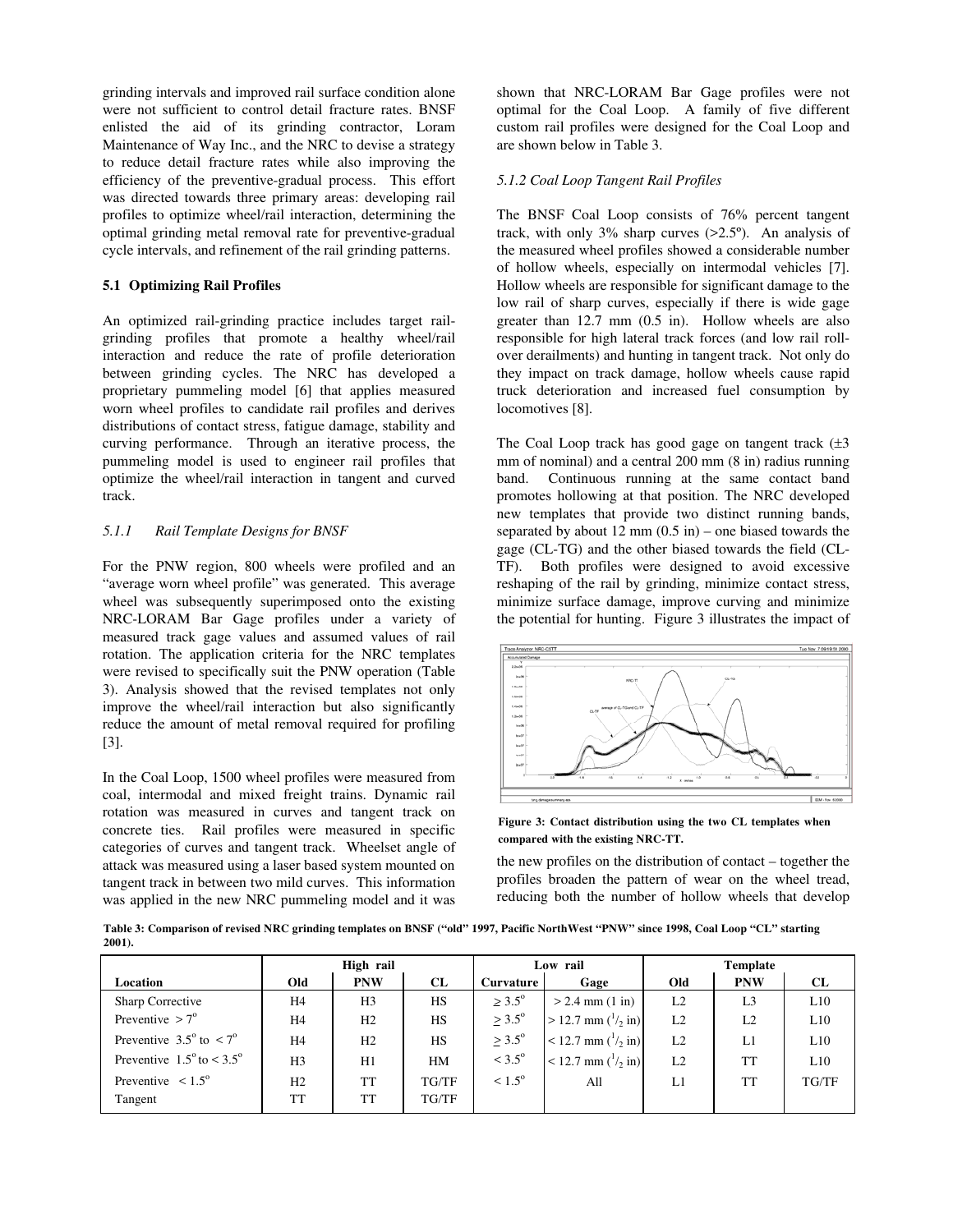grinding intervals and improved rail surface condition alone were not sufficient to control detail fracture rates. BNSF enlisted the aid of its grinding contractor, Loram Maintenance of Way Inc., and the NRC to devise a strategy to reduce detail fracture rates while also improving the efficiency of the preventive-gradual process. This effort was directed towards three primary areas: developing rail profiles to optimize wheel/rail interaction, determining the optimal grinding metal removal rate for preventive-gradual cycle intervals, and refinement of the rail grinding patterns.

### 5.1 Optimizing Rail Profiles

An optimized rail-grinding practice includes target rail-grinding profiles that promote a healthy wheel/rail interaction and reduce the rate of profile deterioration between grinding cycles. The NRC has developed a proprietary pummeling model [6] that applies measured worn wheel profiles to candidate rail profiles and derives distributions of contact stress, fatigue damage, stability and curving performance. Through an iterative process, the pummeling model is used to engineer rail profiles that optimize the wheel/rail interaction in tangent and curved track.

#### *5.1.1 Rail Template Designs for BNSF*

For the PNW region, 800 wheels were profiled and an "average worn wheel profile" was generated. This average wheel was subsequently superimposed onto the existing NRC-LORAM Bar Gage profiles under a variety of measured track gage values and assumed values of rail rotation. The application criteria for the NRC templates were revised to specifically suit the PNW operation (Table 3). Analysis showed that the revised templates not only improve the wheel/rail interaction but also significantly reduce the amount of metal removal required for profiling [3].

In the Coal Loop, 1500 wheel profiles were measured from coal, intermodal and mixed freight trains. Dynamic rail rotation was measured in curves and tangent track on concrete ties. Rail profiles were measured in specific categories of curves and tangent track. Wheelset angle of attack was measured using a laser based system mounted on tangent track in between two mild curves. This information was applied in the new NRC pummeling model and it was shown that NRC-LORAM Bar Gage profiles were not optimal for the Coal Loop. A family of five different custom rail profiles were designed for the Coal Loop and are shown below in Table 3.

#### *5.1.2 Coal Loop Tangent Rail Profiles*

The BNSF Coal Loop consists of 76% percent tangent track, with only 3% sharp curves (>2.5º). An analysis of the measured wheel profiles showed a considerable number of hollow wheels, especially on intermodal vehicles [7]. Hollow wheels are responsible for significant damage to the low rail of sharp curves, especially if there is wide gage greater than 12.7 mm (0.5 in). Hollow wheels are also responsible for high lateral track forces (and low rail roll-over derailments) and hunting in tangent track. Not only do they impact on track damage, hollow wheels cause rapid truck deterioration and increased fuel consumption by locomotives [8].

The Coal Loop track has good gage on tangent track (±3 mm of nominal) and a central 200 mm (8 in) radius running band. Continuous running at the same contact band promotes hollowing at that position. The NRC developed new templates that provide two distinct running bands, separated by about 12 mm (0.5 in) – one biased towards the gage (CL-TG) and the other biased towards the field (CL-TF). Both profiles were designed to avoid excessive reshaping of the rail by grinding, minimize contact stress, minimize surface damage, improve curving and minimize the potential for hunting. Figure 3 illustrates the impact of the new profiles on the distribution of contact – together the profiles broaden the pattern of wear on the wheel tread, reducing both the number of hollow wheels that develop

**Figure 3: Contact distribution using the two CL templates when compared with the existing NRC-TT.**

**Table 3: Comparison of revised NRC grinding templates on BNSF ("old" 1997, Pacific NorthWest "PNW" since 1998, Coal Loop "CL" starting 2001).**

| | High rail | | | Low rail | | Template | | |
|---|---|---|---|---|---|---|---|---|
| **Location** | **Old** | **PNW** | **CL** | **Curvature** | **Gage** | **Old** | **PNW** | **CL** |
| Sharp Corrective | H4 | H3 | HS | $\geq 3.5^{o}$ | > 2.4 mm (1 in) | L2 | L3 | L10 |
| Preventive $> 7^{o}$ | H4 | H2 | HS | $\geq 3.5^{o}$ | > 12.7 mm ($^{1}/_{2}$ in) | L2 | L2 | L10 |
| Preventive $3.5^{o}$ to $< 7^{o}$ | H4 | H2 | HS | $\geq 3.5^{o}$ | < 12.7 mm ($^{1}/_{2}$ in) | L2 | L1 | L10 |
| Preventive $1.5^{o}$ to $< 3.5^{o}$ | H3 | H1 | HM | $< 3.5^{o}$ | < 12.7 mm ($^{1}/_{2}$ in) | L2 | TT | L10 |
| Preventive $< 1.5^{o}$ | H2 | TT | TG/TF | $< 1.5^{o}$ | All | L1 | TT | TG/TF |
| Tangent | TT | TT | TG/TF | | | | | |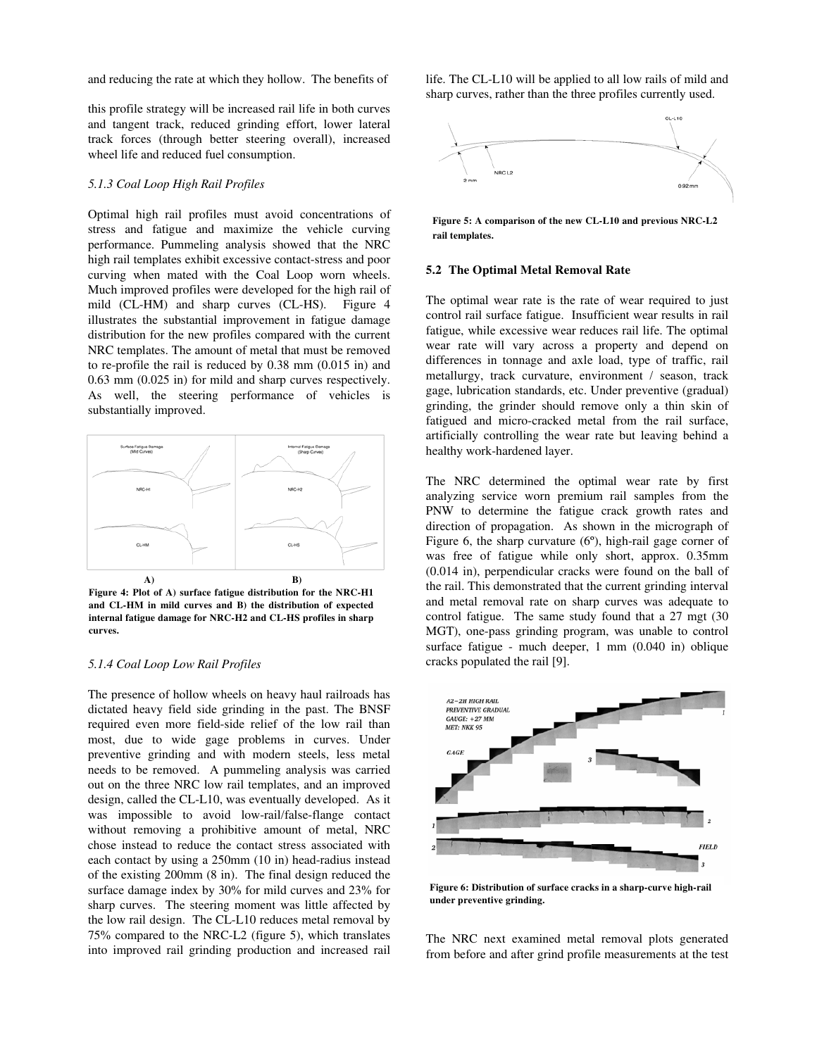and reducing the rate at which they hollow. The benefits of this profile strategy will be increased rail life in both curves and tangent track, reduced grinding effort, lower lateral track forces (through better steering overall), increased wheel life and reduced fuel consumption.

### *5.1.3 Coal Loop High Rail Profiles*

Optimal high rail profiles must avoid concentrations of stress and fatigue and maximize the vehicle curving performance. Pummeling analysis showed that the NRC high rail templates exhibit excessive contact-stress and poor curving when mated with the Coal Loop worn wheels. Much improved profiles were developed for the high rail of mild (CL-HM) and sharp curves (CL-HS). Figure 4 illustrates the substantial improvement in fatigue damage distribution for the new profiles compared with the current NRC templates. The amount of metal that must be removed to re-profile the rail is reduced by 0.38 mm (0.015 in) and 0.63 mm (0.025 in) for mild and sharp curves respectively. As well, the steering performance of vehicles is substantially improved.

**Figure 4: Plot of A) surface fatigue distribution for the NRC-H1 and CL-HM in mild curves and B) the distribution of expected internal fatigue damage for NRC-H2 and CL-HS profiles in sharp curves.**

### *5.1.4 Coal Loop Low Rail Profiles*

The presence of hollow wheels on heavy haul railroads has dictated heavy field side grinding in the past. The BNSF required even more field-side relief of the low rail than most, due to wide gage problems in curves. Under preventive grinding and with modern steels, less metal needs to be removed. A pummeling analysis was carried out on the three NRC low rail templates, and an improved design, called the CL-L10, was eventually developed. As it was impossible to avoid low-rail/false-flange contact without removing a prohibitive amount of metal, NRC chose instead to reduce the contact stress associated with each contact by using a 250mm (10 in) head-radius instead of the existing 200mm (8 in). The final design reduced the surface damage index by 30% for mild curves and 23% for sharp curves. The steering moment was little affected by the low rail design. The CL-L10 reduces metal removal by 75% compared to the NRC-L2 (figure 5), which translates into improved rail grinding production and increased rail life. The CL-L10 will be applied to all low rails of mild and sharp curves, rather than the three profiles currently used.

**Figure 5: A comparison of the new CL-L10 and previous NRC-L2 rail templates.**

### 5.2 The Optimal Metal Removal Rate

The optimal wear rate is the rate of wear required to just control rail surface fatigue. Insufficient wear results in rail fatigue, while excessive wear reduces rail life. The optimal wear rate will vary across a property and depend on differences in tonnage and axle load, type of traffic, rail metallurgy, track curvature, environment / season, track gage, lubrication standards, etc. Under preventive (gradual) grinding, the grinder should remove only a thin skin of fatigued and micro-cracked metal from the rail surface, artificially controlling the wear rate but leaving behind a healthy work-hardened layer.

The NRC determined the optimal wear rate by first analyzing service worn premium rail samples from the PNW to determine the fatigue crack growth rates and direction of propagation. As shown in the micrograph of Figure 6, the sharp curvature (6º), high-rail gage corner of was free of fatigue while only short, approx. 0.35mm (0.014 in), perpendicular cracks were found on the ball of the rail. This demonstrated that the current grinding interval and metal removal rate on sharp curves was adequate to control fatigue. The same study found that a 27 mgt (30 MGT), one-pass grinding program, was unable to control surface fatigue - much deeper, 1 mm (0.040 in) oblique cracks populated the rail [9].

**Figure 6: Distribution of surface cracks in a sharp-curve high-rail under preventive grinding.**

The NRC next examined metal removal plots generated from before and after grind profile measurements at the test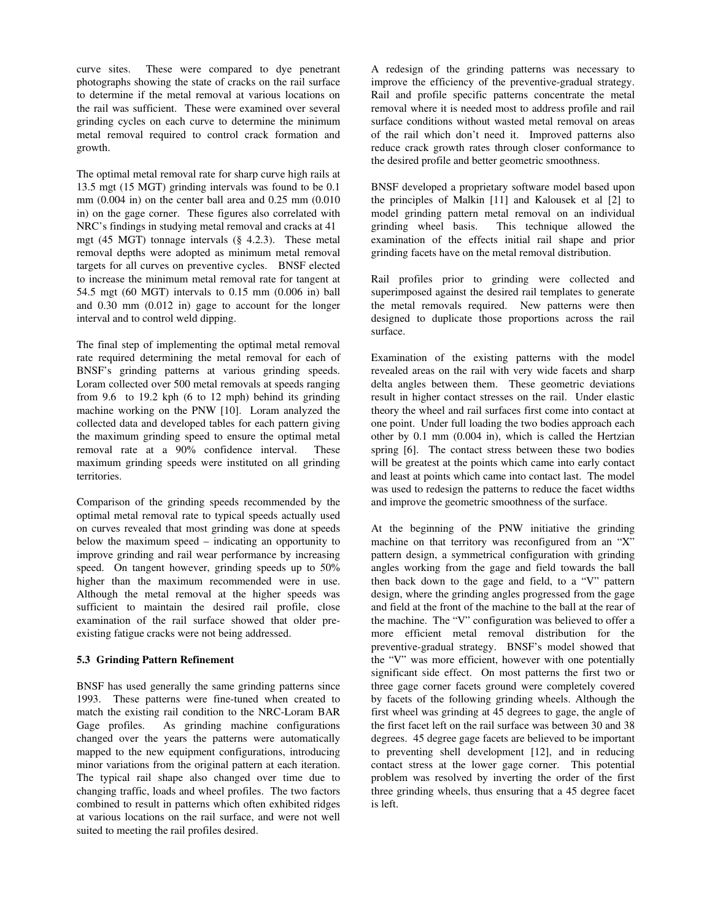curve sites. These were compared to dye penetrant photographs showing the state of cracks on the rail surface to determine if the metal removal at various locations on the rail was sufficient. These were examined over several grinding cycles on each curve to determine the minimum metal removal required to control crack formation and growth.

The optimal metal removal rate for sharp curve high rails at 13.5 mgt (15 MGT) grinding intervals was found to be 0.1 mm (0.004 in) on the center ball area and 0.25 mm (0.010 in) on the gage corner. These figures also correlated with NRC's findings in studying metal removal and cracks at 41 mgt (45 MGT) tonnage intervals (§ 4.2.3). These metal removal depths were adopted as minimum metal removal targets for all curves on preventive cycles. BNSF elected to increase the minimum metal removal rate for tangent at 54.5 mgt (60 MGT) intervals to 0.15 mm (0.006 in) ball and 0.30 mm (0.012 in) gage to account for the longer interval and to control weld dipping.

The final step of implementing the optimal metal removal rate required determining the metal removal for each of BNSF's grinding patterns at various grinding speeds. Loram collected over 500 metal removals at speeds ranging from 9.6 to 19.2 kph (6 to 12 mph) behind its grinding machine working on the PNW [10]. Loram analyzed the collected data and developed tables for each pattern giving the maximum grinding speed to ensure the optimal metal removal rate at a 90% confidence interval. These maximum grinding speeds were instituted on all grinding territories.

Comparison of the grinding speeds recommended by the optimal metal removal rate to typical speeds actually used on curves revealed that most grinding was done at speeds below the maximum speed – indicating an opportunity to improve grinding and rail wear performance by increasing speed. On tangent however, grinding speeds up to 50% higher than the maximum recommended were in use. Although the metal removal at the higher speeds was sufficient to maintain the desired rail profile, close examination of the rail surface showed that older pre-existing fatigue cracks were not being addressed.

### 5.3 Grinding Pattern Refinement

BNSF has used generally the same grinding patterns since 1993. These patterns were fine-tuned when created to match the existing rail condition to the NRC-Loram BAR Gage profiles. As grinding machine configurations changed over the years the patterns were automatically mapped to the new equipment configurations, introducing minor variations from the original pattern at each iteration. The typical rail shape also changed over time due to changing traffic, loads and wheel profiles. The two factors combined to result in patterns which often exhibited ridges at various locations on the rail surface, and were not well suited to meeting the rail profiles desired.

A redesign of the grinding patterns was necessary to improve the efficiency of the preventive-gradual strategy. Rail and profile specific patterns concentrate the metal removal where it is needed most to address profile and rail surface conditions without wasted metal removal on areas of the rail which don't need it. Improved patterns also reduce crack growth rates through closer conformance to the desired profile and better geometric smoothness.

BNSF developed a proprietary software model based upon the principles of Malkin [11] and Kalousek et al [2] to model grinding pattern metal removal on an individual grinding wheel basis. This technique allowed the examination of the effects initial rail shape and prior grinding facets have on the metal removal distribution.

Rail profiles prior to grinding were collected and superimposed against the desired rail templates to generate the metal removals required. New patterns were then designed to duplicate those proportions across the rail surface.

Examination of the existing patterns with the model revealed areas on the rail with very wide facets and sharp delta angles between them. These geometric deviations result in higher contact stresses on the rail. Under elastic theory the wheel and rail surfaces first come into contact at one point. Under full loading the two bodies approach each other by 0.1 mm (0.004 in), which is called the Hertzian spring [6]. The contact stress between these two bodies will be greatest at the points which came into early contact and least at points which came into contact last. The model was used to redesign the patterns to reduce the facet widths and improve the geometric smoothness of the surface.

At the beginning of the PNW initiative the grinding machine on that territory was reconfigured from an "X" pattern design, a symmetrical configuration with grinding angles working from the gage and field towards the ball then back down to the gage and field, to a "V" pattern design, where the grinding angles progressed from the gage and field at the front of the machine to the ball at the rear of the machine. The "V" configuration was believed to offer a more efficient metal removal distribution for the preventive-gradual strategy. BNSF's model showed that the "V" was more efficient, however with one potentially significant side effect. On most patterns the first two or three gage corner facets ground were completely covered by facets of the following grinding wheels. Although the first wheel was grinding at 45 degrees to gage, the angle of the first facet left on the rail surface was between 30 and 38 degrees. 45 degree gage facets are believed to be important to preventing shell development [12], and in reducing contact stress at the lower gage corner. This potential problem was resolved by inverting the order of the first three grinding wheels, thus ensuring that a 45 degree facet is left.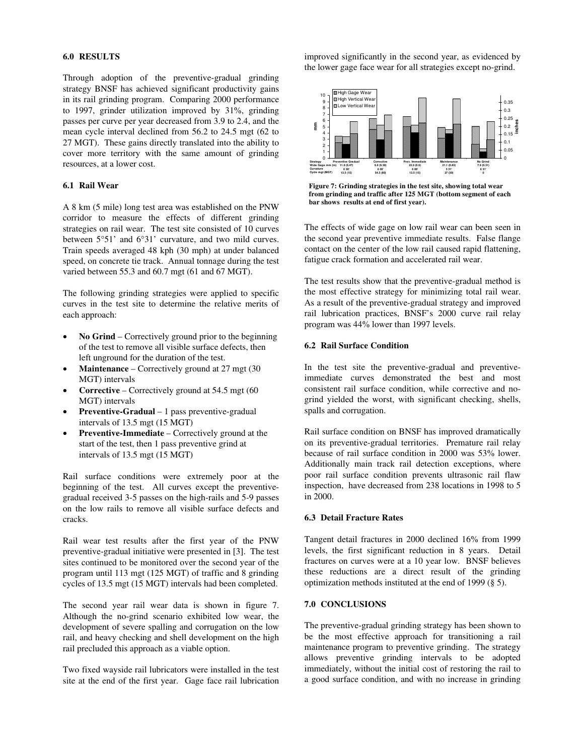### 6.0 RESULTS

Through adoption of the preventive-gradual grinding strategy BNSF has achieved significant productivity gains in its rail grinding program. Comparing 2000 performance to 1997, grinder utilization improved by 31%, grinding passes per curve per year decreased from 3.9 to 2.4, and the mean cycle interval declined from 56.2 to 24.5 mgt (62 to 27 MGT). These gains directly translated into the ability to cover more territory with the same amount of grinding resources, at a lower cost.

### 6.1 Rail Wear

A 8 km (5 mile) long test area was established on the PNW corridor to measure the effects of different grinding strategies on rail wear. The test site consisted of 10 curves between 5°51' and 6°31' curvature, and two mild curves. Train speeds averaged 48 kph (30 mph) at under balanced speed, on concrete tie track. Annual tonnage during the test varied between 55.3 and 60.7 mgt (61 and 67 MGT).

The following grinding strategies were applied to specific curves in the test site to determine the relative merits of each approach:

- **No Grind** – Correctively ground prior to the beginning of the test to remove all visible surface defects, then left unground for the duration of the test.
- **Maintenance** – Correctively ground at 27 mgt (30 MGT) intervals
- **Corrective** – Correctively ground at 54.5 mgt (60 MGT) intervals
- **Preventive-Gradual** – 1 pass preventive-gradual intervals of 13.5 mgt (15 MGT)
- **Preventive-Immediate** – Correctively ground at the start of the test, then 1 pass preventive grind at intervals of 13.5 mgt (15 MGT)

Rail surface conditions were extremely poor at the beginning of the test. All curves except the preventive-gradual received 3-5 passes on the high-rails and 5-9 passes on the low rails to remove all visible surface defects and cracks.

Rail wear test results after the first year of the PNW preventive-gradual initiative were presented in [3]. The test sites continued to be monitored over the second year of the program until 113 mgt (125 MGT) of traffic and 8 grinding cycles of 13.5 mgt (15 MGT) intervals had been completed.

The second year rail wear data is shown in figure 7. Although the no-grind scenario exhibited low wear, the development of severe spalling and corrugation on the low rail, and heavy checking and shell development on the high rail precluded this approach as a viable option.

Two fixed wayside rail lubricators were installed in the test site at the end of the first year. Gage face rail lubrication improved significantly in the second year, as evidenced by the lower gage face wear for all strategies except no-grind.

| Strategy | Preventive Gradual | Corrective | Prev. Immediate | Maintenance | No Grind |
|---|---|---|---|---|---|
| Wide Gage mm (in) | 11.9 (0.47) | 9.9 (0.39) | 22.9 (0.9) | 21.1 (0.83) | 7.9 (0.31) |
| Curvature | 6 30' | 6 06' | 6 06' | 5 51' | 6 31' |
| Cycle mgt (MGT) | 13.5 (15) | 54.5 (60) | 13.5 (15) | 27 (30) | 0 |

**Figure 7: Grinding strategies in the test site, showing total wear from grinding and traffic after 125 MGT (bottom segment of each bar shows results at end of first year).**

The effects of wide gage on low rail wear can been seen in the second year preventive immediate results. False flange contact on the center of the low rail caused rapid flattening, fatigue crack formation and accelerated rail wear.

The test results show that the preventive-gradual method is the most effective strategy for minimizing total rail wear. As a result of the preventive-gradual strategy and improved rail lubrication practices, BNSF's 2000 curve rail relay program was 44% lower than 1997 levels.

### 6.2 Rail Surface Condition

In the test site the preventive-gradual and preventive-immediate curves demonstrated the best and most consistent rail surface condition, while corrective and no-grind yielded the worst, with significant checking, shells, spalls and corrugation.

Rail surface condition on BNSF has improved dramatically on its preventive-gradual territories. Premature rail relay because of rail surface condition in 2000 was 53% lower. Additionally main track rail detection exceptions, where poor rail surface condition prevents ultrasonic rail flaw inspection, have decreased from 238 locations in 1998 to 5 in 2000.

### 6.3 Detail Fracture Rates

Tangent detail fractures in 2000 declined 16% from 1999 levels, the first significant reduction in 8 years. Detail fractures on curves were at a 10 year low. BNSF believes these reductions are a direct result of the grinding optimization methods instituted at the end of 1999 (§ 5).

### 7.0 CONCLUSIONS

The preventive-gradual grinding strategy has been shown to be the most effective approach for transitioning a rail maintenance program to preventive grinding. The strategy allows preventive grinding intervals to be adopted immediately, without the initial cost of restoring the rail to a good surface condition, and with no increase in grinding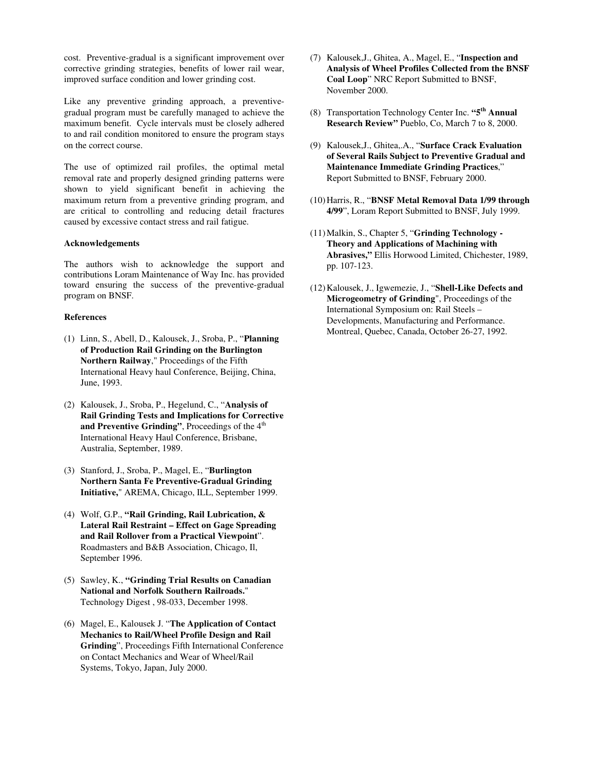cost. Preventive-gradual is a significant improvement over corrective grinding strategies, benefits of lower rail wear, improved surface condition and lower grinding cost.

Like any preventive grinding approach, a preventive-gradual program must be carefully managed to achieve the maximum benefit. Cycle intervals must be closely adhered to and rail condition monitored to ensure the program stays on the correct course.

The use of optimized rail profiles, the optimal metal removal rate and properly designed grinding patterns were shown to yield significant benefit in achieving the maximum return from a preventive grinding program, and are critical to controlling and reducing detail fractures caused by excessive contact stress and rail fatigue.

**Acknowledgements**

The authors wish to acknowledge the support and contributions Loram Maintenance of Way Inc. has provided toward ensuring the success of the preventive-gradual program on BNSF.

**References**

(1) Linn, S., Abell, D., Kalousek, J., Sroba, P., "**Planning of Production Rail Grinding on the Burlington Northern Railway**," Proceedings of the Fifth International Heavy haul Conference, Beijing, China, June, 1993.

(2) Kalousek, J., Sroba, P., Hegelund, C., "**Analysis of Rail Grinding Tests and Implications for Corrective and Preventive Grinding"**, Proceedings of the 4th International Heavy Haul Conference, Brisbane, Australia, September, 1989.

(3) Stanford, J., Sroba, P., Magel, E., "**Burlington Northern Santa Fe Preventive-Gradual Grinding Initiative,**" AREMA, Chicago, ILL, September 1999.

(4) Wolf, G.P., **"Rail Grinding, Rail Lubrication, & Lateral Rail Restraint – Effect on Gage Spreading and Rail Rollover from a Practical Viewpoint**". Roadmasters and B&B Association, Chicago, Il, September 1996.

(5) Sawley, K., **"Grinding Trial Results on Canadian National and Norfolk Southern Railroads.**" Technology Digest , 98-033, December 1998.

(6) Magel, E., Kalousek J. "**The Application of Contact Mechanics to Rail/Wheel Profile Design and Rail Grinding**", Proceedings Fifth International Conference on Contact Mechanics and Wear of Wheel/Rail Systems, Tokyo, Japan, July 2000.

(7) Kalousek,J., Ghitea, A., Magel, E., "**Inspection and Analysis of Wheel Profiles Collected from the BNSF Coal Loop**" NRC Report Submitted to BNSF, November 2000.

(8) Transportation Technology Center Inc. **"5th Annual Research Review"** Pueblo, Co, March 7 to 8, 2000.

(9) Kalousek,J., Ghitea,.A., "**Surface Crack Evaluation of Several Rails Subject to Preventive Gradual and Maintenance Immediate Grinding Practices**," Report Submitted to BNSF, February 2000.

(10) Harris, R., "**BNSF Metal Removal Data 1/99 through 4/99**", Loram Report Submitted to BNSF, July 1999.

(11) Malkin, S., Chapter 5, "**Grinding Technology - Theory and Applications of Machining with Abrasives,"** Ellis Horwood Limited, Chichester, 1989, pp. 107-123.

(12) Kalousek, J., Igwemezie, J., "**Shell-Like Defects and Microgeometry of Grinding**", Proceedings of the International Symposium on: Rail Steels – Developments, Manufacturing and Performance. Montreal, Quebec, Canada, October 26-27, 1992.